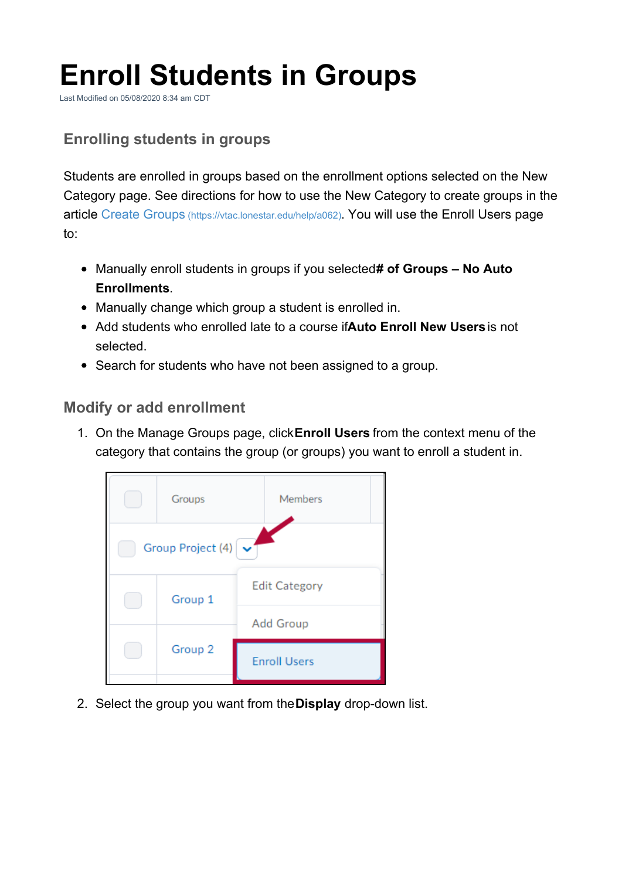# Enroll Students in Groups

Last Modified on 05/08/2020 8:34 am CDT

## Enrolling students in groups

Students are enrolled in groups based on the enrollment options selected on the New Category page. See directions for how to use the New Category to create groups in the article Create Groups (https://vtac.lonestar.edu/help/a062). You will use the Enroll Users page to:

- Manually enroll students in groups if you selected **# of Groups – No Auto Enrollments**.
- Manually change which group a student is enrolled in.
- Add students who enrolled late to a course if **Auto Enroll New Users** is not selected.
- Search for students who have not been assigned to a group.

## Modify or add enrollment

1. On the Manage Groups page, click **Enroll Users** from the context menu of the category that contains the group (or groups) you want to enroll a student in.
2. Select the group you want from the **Display** drop-down list.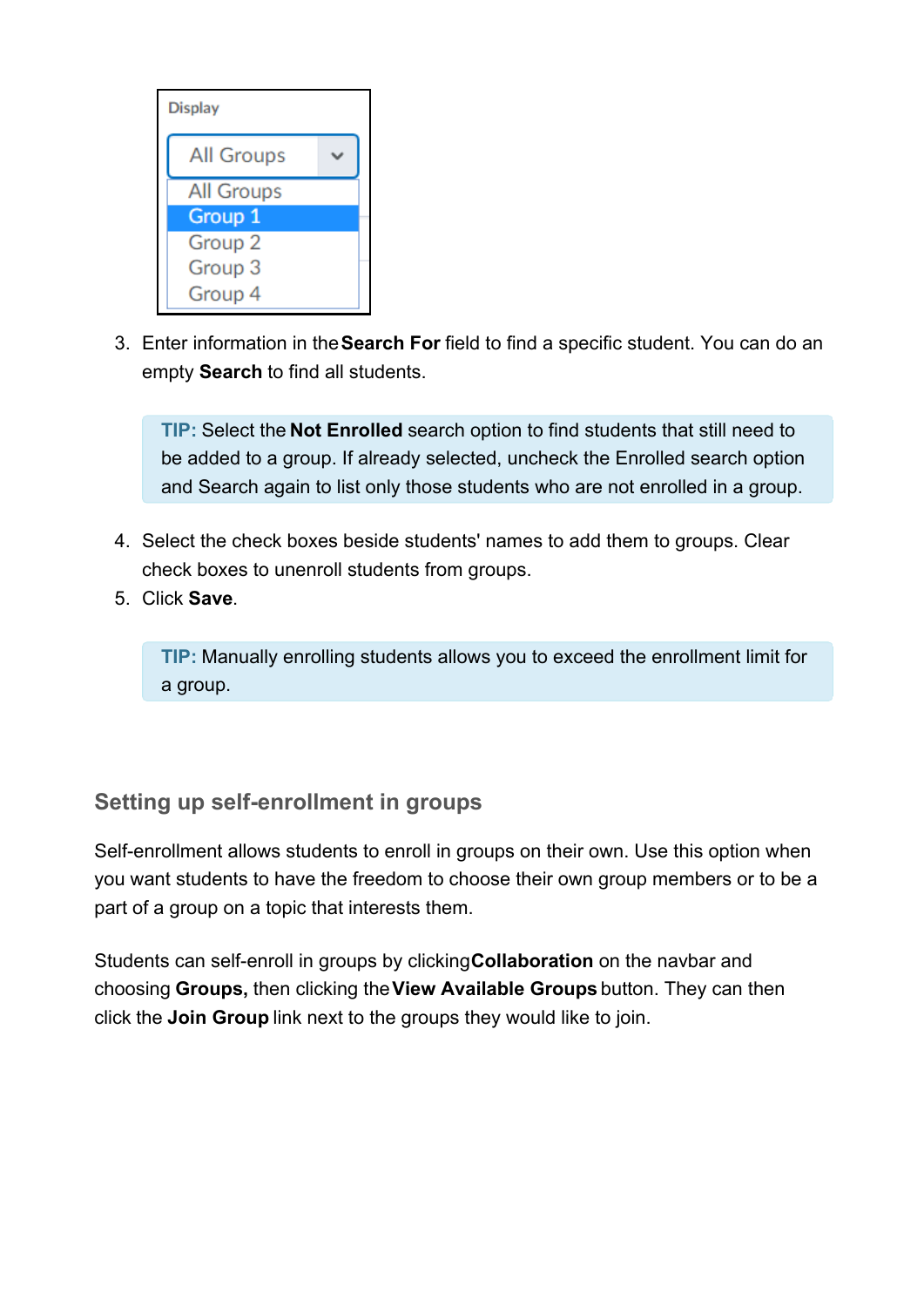3. Enter information in the **Search For** field to find a specific student. You can do an empty **Search** to find all students.

> **TIP:** Select the **Not Enrolled** search option to find students that still need to be added to a group. If already selected, uncheck the Enrolled search option and Search again to list only those students who are not enrolled in a group.

4. Select the check boxes beside students' names to add them to groups. Clear check boxes to unenroll students from groups.
5. Click **Save**.

> **TIP:** Manually enrolling students allows you to exceed the enrollment limit for a group.

### Setting up self-enrollment in groups

Self-enrollment allows students to enroll in groups on their own. Use this option when you want students to have the freedom to choose their own group members or to be a part of a group on a topic that interests them.

Students can self-enroll in groups by clicking **Collaboration** on the navbar and choosing **Groups,** then clicking the **View Available Groups** button. They can then click the **Join Group** link next to the groups they would like to join.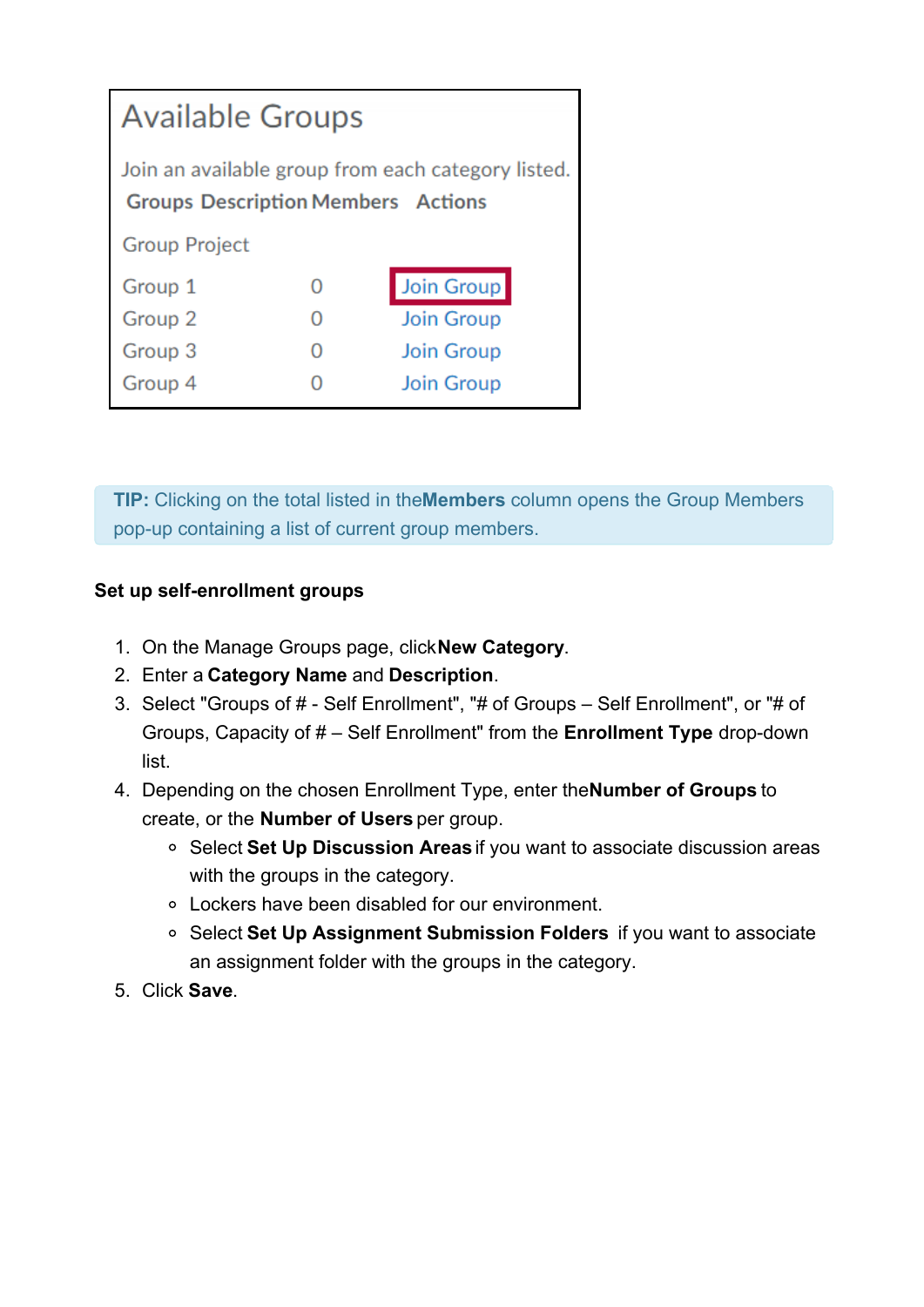Available Groups

Join an available group from each category listed.

| Groups | Description | Members | Actions |
| --- | --- | --- | --- |
| Group Project | | | |
| Group 1 | | 0 | Join Group |
| Group 2 | | 0 | Join Group |
| Group 3 | | 0 | Join Group |
| Group 4 | | 0 | Join Group |

**TIP:** Clicking on the total listed in the **Members** column opens the Group Members pop-up containing a list of current group members.

**Set up self-enrollment groups**

1. On the Manage Groups page, click **New Category**.
2. Enter a **Category Name** and **Description**.
3. Select "Groups of # - Self Enrollment", "# of Groups – Self Enrollment", or "# of Groups, Capacity of # – Self Enrollment" from the **Enrollment Type** drop-down list.
4. Depending on the chosen Enrollment Type, enter the **Number of Groups** to create, or the **Number of Users** per group.
    - Select **Set Up Discussion Areas** if you want to associate discussion areas with the groups in the category.
    - Lockers have been disabled for our environment.
    - Select **Set Up Assignment Submission Folders** if you want to associate an assignment folder with the groups in the category.
5. Click **Save**.